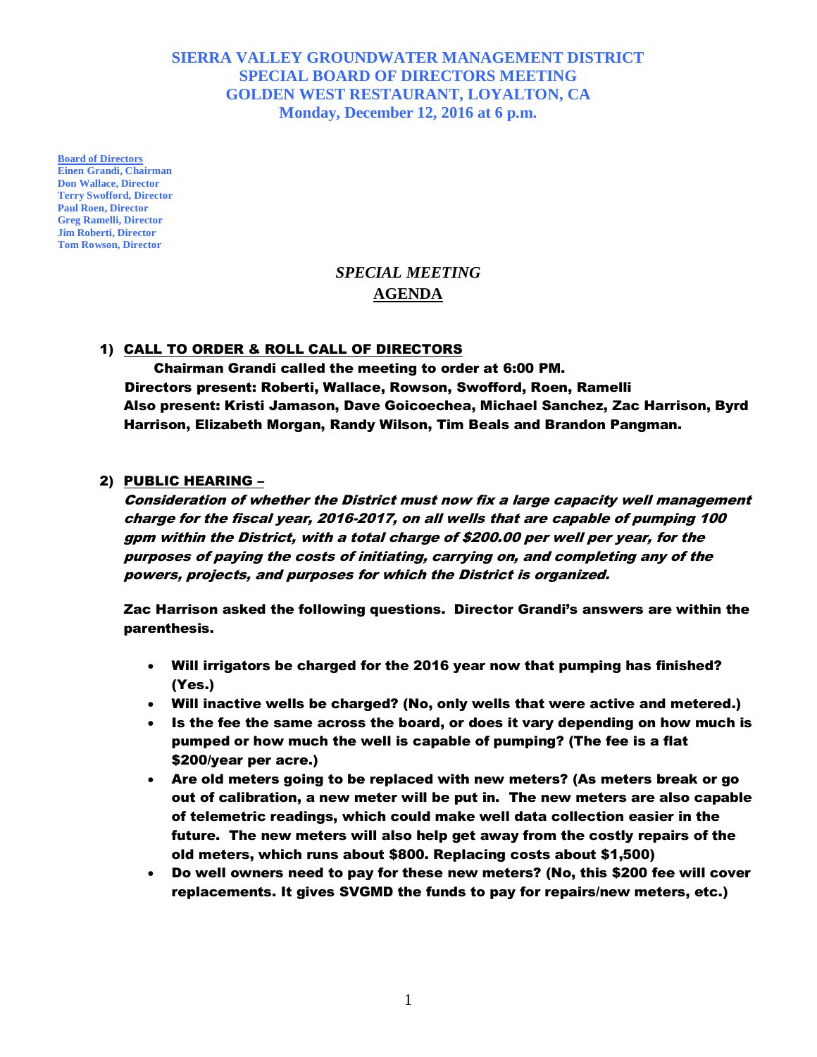# SIERRA VALLEY GROUNDWATER MANAGEMENT DISTRICT
## SPECIAL BOARD OF DIRECTORS MEETING
## GOLDEN WEST RESTAURANT, LOYALTON, CA
## Monday, December 12, 2016 at 6 p.m.

**Board of Directors**
**Einen Grandi, Chairman**
**Don Wallace, Director**
**Terry Swofford, Director**
**Paul Roen, Director**
**Greg Ramelli, Director**
**Jim Roberti, Director**
**Tom Rowson, Director**

*SPECIAL MEETING*

**AGENDA**

1) **CALL TO ORDER & ROLL CALL OF DIRECTORS**

**Chairman Grandi called the meeting to order at 6:00 PM.**
**Directors present: Roberti, Wallace, Rowson, Swofford, Roen, Ramelli**
**Also present: Kristi Jamason, Dave Goicoechea, Michael Sanchez, Zac Harrison, Byrd Harrison, Elizabeth Morgan, Randy Wilson, Tim Beals and Brandon Pangman.**

2) **PUBLIC HEARING –**

***Consideration of whether the District must now fix a large capacity well management charge for the fiscal year, 2016-2017, on all wells that are capable of pumping 100 gpm within the District, with a total charge of $200.00 per well per year, for the purposes of paying the costs of initiating, carrying on, and completing any of the powers, projects, and purposes for which the District is organized.***

**Zac Harrison asked the following questions. Director Grandi's answers are within the parenthesis.**

- **Will irrigators be charged for the 2016 year now that pumping has finished? (Yes.)**
- **Will inactive wells be charged? (No, only wells that were active and metered.)**
- **Is the fee the same across the board, or does it vary depending on how much is pumped or how much the well is capable of pumping? (The fee is a flat $200/year per acre.)**
- **Are old meters going to be replaced with new meters? (As meters break or go out of calibration, a new meter will be put in. The new meters are also capable of telemetric readings, which could make well data collection easier in the future. The new meters will also help get away from the costly repairs of the old meters, which runs about $800. Replacing costs about $1,500)**
- **Do well owners need to pay for these new meters? (No, this $200 fee will cover replacements. It gives SVGMD the funds to pay for repairs/new meters, etc.)**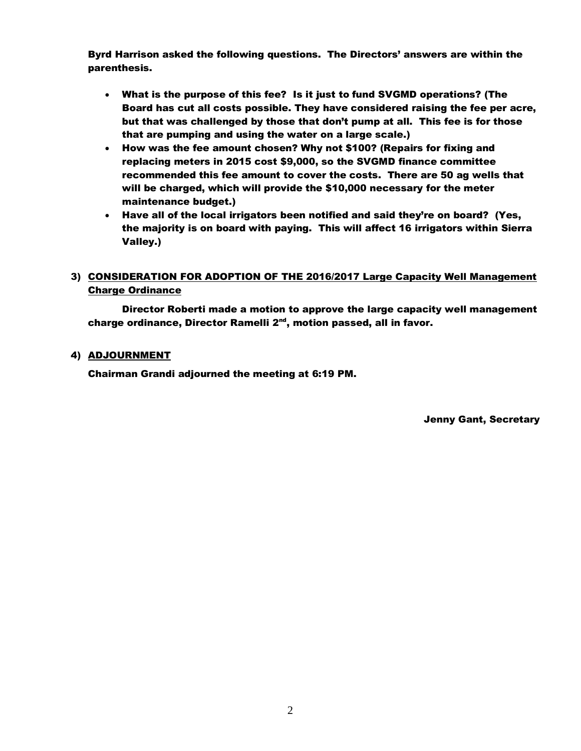**Byrd Harrison asked the following questions. The Directors' answers are within the parenthesis.**

- **What is the purpose of this fee? Is it just to fund SVGMD operations? (The Board has cut all costs possible. They have considered raising the fee per acre, but that was challenged by those that don't pump at all. This fee is for those that are pumping and using the water on a large scale.)**
- **How was the fee amount chosen? Why not $100? (Repairs for fixing and replacing meters in 2015 cost $9,000, so the SVGMD finance committee recommended this fee amount to cover the costs. There are 50 ag wells that will be charged, which will provide the $10,000 necessary for the meter maintenance budget.)**
- **Have all of the local irrigators been notified and said they're on board? (Yes, the majority is on board with paying. This will affect 16 irrigators within Sierra Valley.)**

**3) CONSIDERATION FOR ADOPTION OF THE 2016/2017 Large Capacity Well Management Charge Ordinance**

**Director Roberti made a motion to approve the large capacity well management charge ordinance, Director Ramelli 2nd, motion passed, all in favor.**

**4) ADJOURNMENT**

**Chairman Grandi adjourned the meeting at 6:19 PM.**

**Jenny Gant, Secretary**